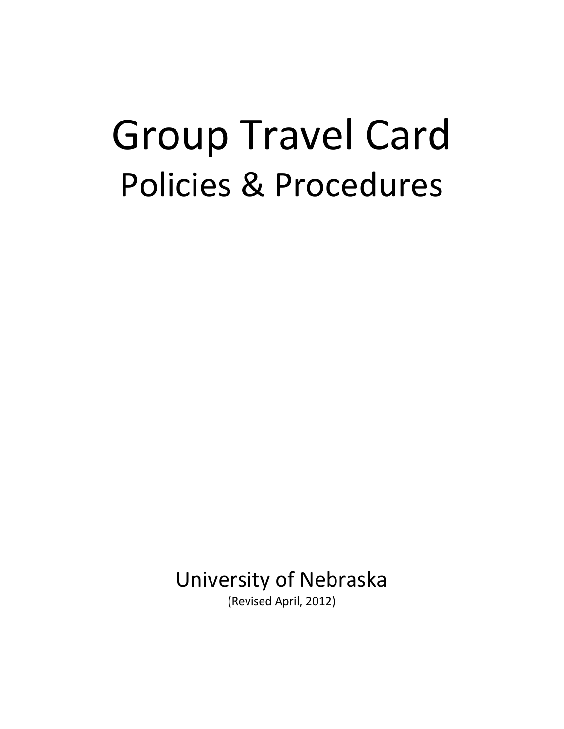# Group Travel Card

## Policies & Procedures

University of Nebraska

(Revised April, 2012)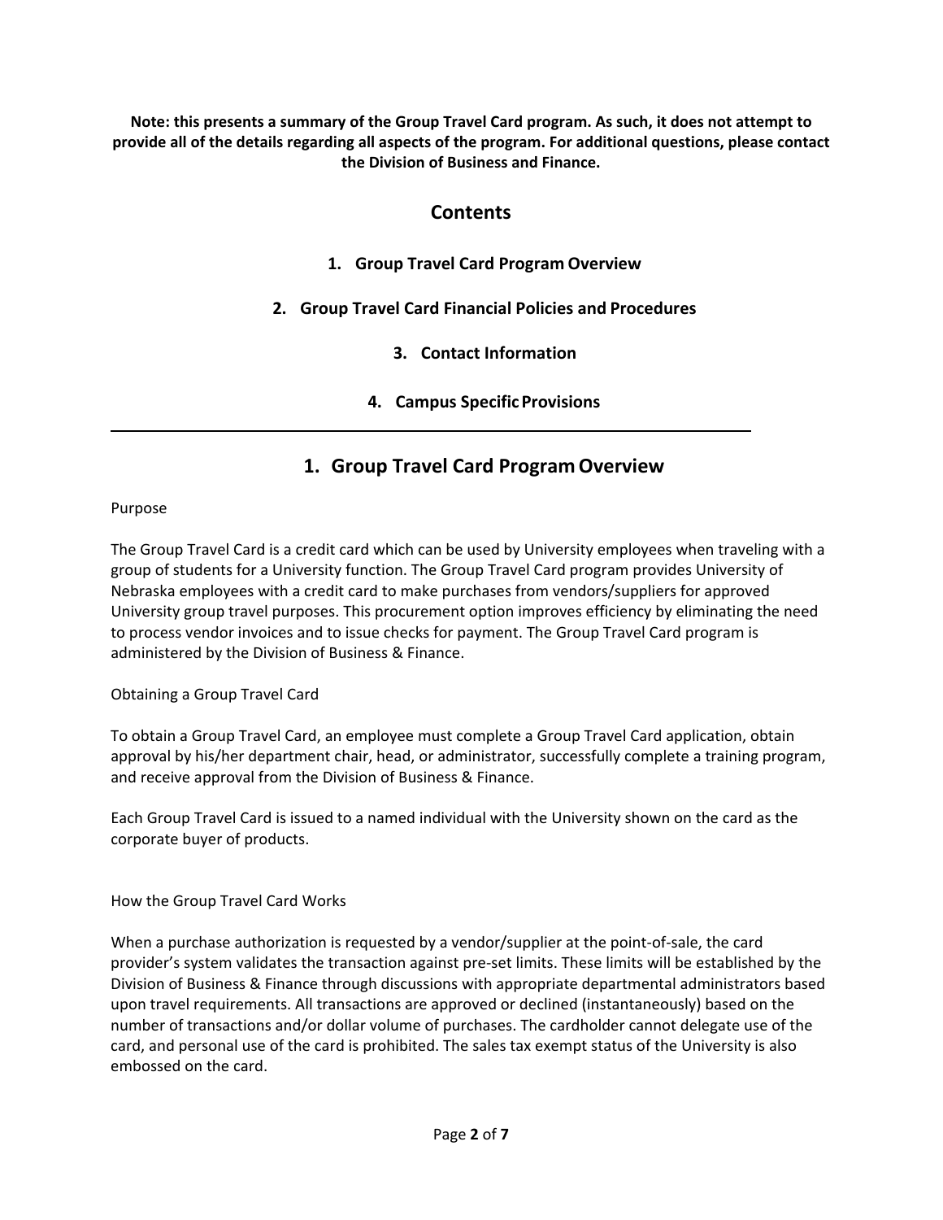**Note: this presents a summary of the Group Travel Card program. As such, it does not attempt to provide all of the details regarding all aspects of the program. For additional questions, please contact the Division of Business and Finance.**

## Contents

1. **Group Travel Card Program Overview**
2. **Group Travel Card Financial Policies and Procedures**
3. **Contact Information**
4. **Campus Specific Provisions**

---

## 1. Group Travel Card Program Overview

Purpose

The Group Travel Card is a credit card which can be used by University employees when traveling with a group of students for a University function. The Group Travel Card program provides University of Nebraska employees with a credit card to make purchases from vendors/suppliers for approved University group travel purposes. This procurement option improves efficiency by eliminating the need to process vendor invoices and to issue checks for payment. The Group Travel Card program is administered by the Division of Business & Finance.

Obtaining a Group Travel Card

To obtain a Group Travel Card, an employee must complete a Group Travel Card application, obtain approval by his/her department chair, head, or administrator, successfully complete a training program, and receive approval from the Division of Business & Finance.

Each Group Travel Card is issued to a named individual with the University shown on the card as the corporate buyer of products.

How the Group Travel Card Works

When a purchase authorization is requested by a vendor/supplier at the point-of-sale, the card provider's system validates the transaction against pre-set limits. These limits will be established by the Division of Business & Finance through discussions with appropriate departmental administrators based upon travel requirements. All transactions are approved or declined (instantaneously) based on the number of transactions and/or dollar volume of purchases. The cardholder cannot delegate use of the card, and personal use of the card is prohibited. The sales tax exempt status of the University is also embossed on the card.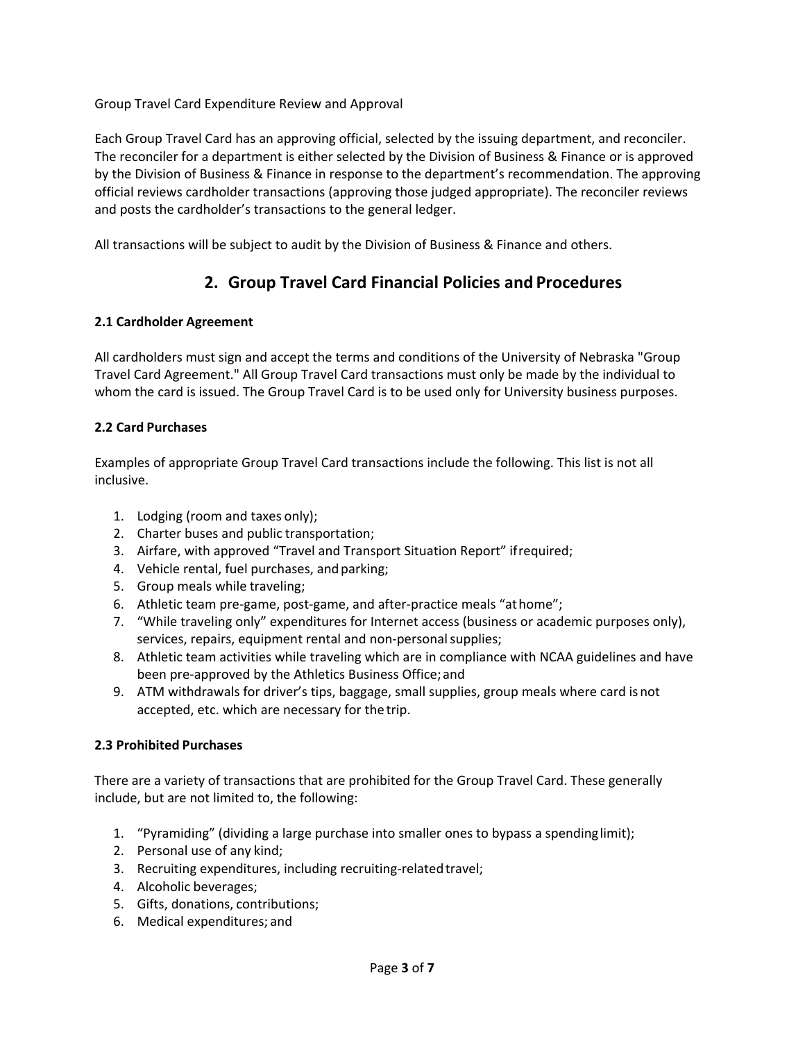Group Travel Card Expenditure Review and Approval

Each Group Travel Card has an approving official, selected by the issuing department, and reconciler. The reconciler for a department is either selected by the Division of Business & Finance or is approved by the Division of Business & Finance in response to the department's recommendation. The approving official reviews cardholder transactions (approving those judged appropriate). The reconciler reviews and posts the cardholder's transactions to the general ledger.

All transactions will be subject to audit by the Division of Business & Finance and others.

## 2. Group Travel Card Financial Policies and Procedures

**2.1 Cardholder Agreement**

All cardholders must sign and accept the terms and conditions of the University of Nebraska "Group Travel Card Agreement." All Group Travel Card transactions must only be made by the individual to whom the card is issued. The Group Travel Card is to be used only for University business purposes.

**2.2 Card Purchases**

Examples of appropriate Group Travel Card transactions include the following. This list is not all inclusive.

1. Lodging (room and taxes only);
2. Charter buses and public transportation;
3. Airfare, with approved "Travel and Transport Situation Report" if required;
4. Vehicle rental, fuel purchases, and parking;
5. Group meals while traveling;
6. Athletic team pre-game, post-game, and after-practice meals "at home";
7. "While traveling only" expenditures for Internet access (business or academic purposes only), services, repairs, equipment rental and non-personal supplies;
8. Athletic team activities while traveling which are in compliance with NCAA guidelines and have been pre-approved by the Athletics Business Office; and
9. ATM withdrawals for driver's tips, baggage, small supplies, group meals where card is not accepted, etc. which are necessary for the trip.

**2.3 Prohibited Purchases**

There are a variety of transactions that are prohibited for the Group Travel Card. These generally include, but are not limited to, the following:

1. "Pyramiding" (dividing a large purchase into smaller ones to bypass a spending limit);
2. Personal use of any kind;
3. Recruiting expenditures, including recruiting-related travel;
4. Alcoholic beverages;
5. Gifts, donations, contributions;
6. Medical expenditures; and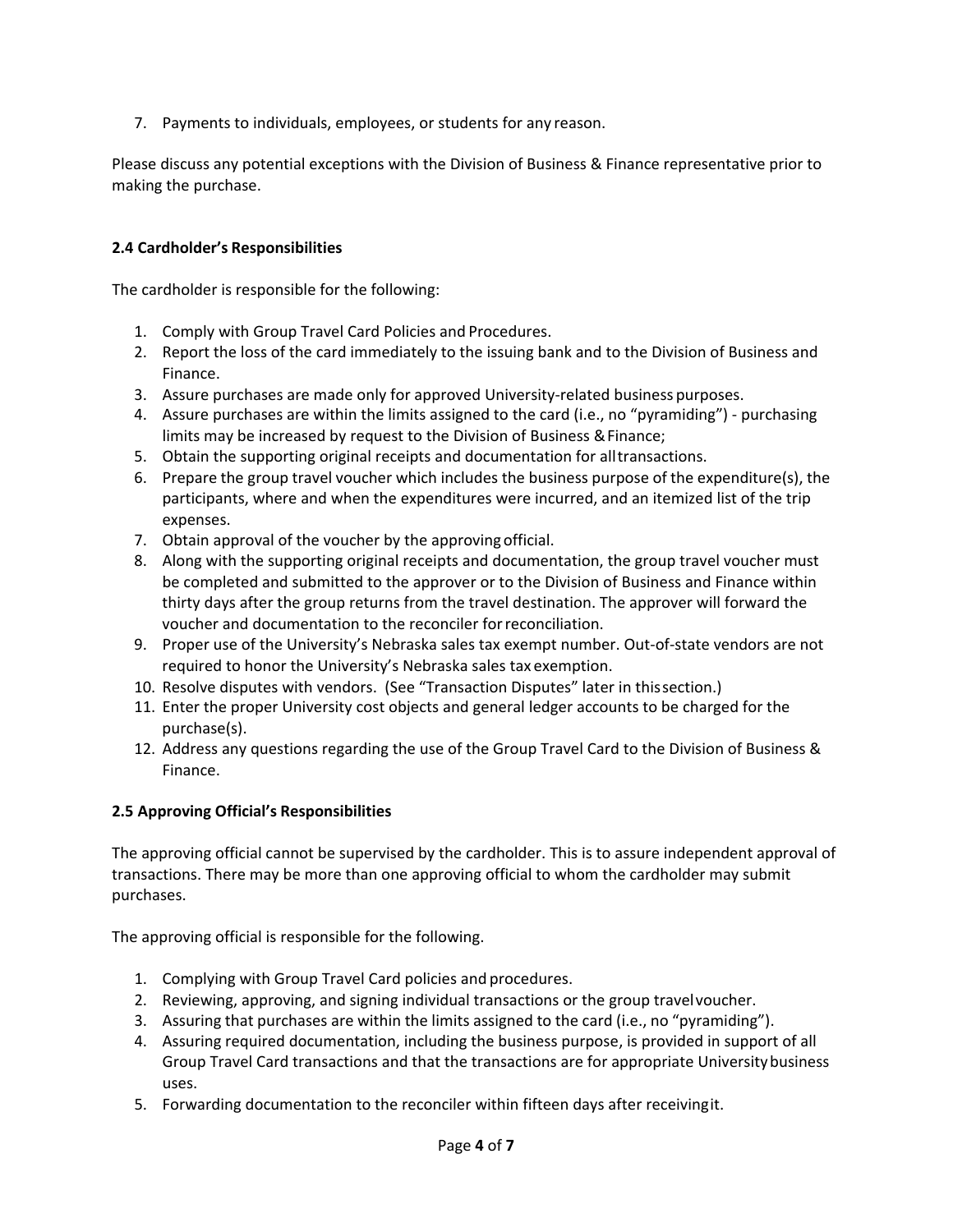7. Payments to individuals, employees, or students for any reason.

Please discuss any potential exceptions with the Division of Business & Finance representative prior to making the purchase.

### 2.4 Cardholder's Responsibilities

The cardholder is responsible for the following:

1. Comply with Group Travel Card Policies and Procedures.
2. Report the loss of the card immediately to the issuing bank and to the Division of Business and Finance.
3. Assure purchases are made only for approved University-related business purposes.
4. Assure purchases are within the limits assigned to the card (i.e., no "pyramiding") - purchasing limits may be increased by request to the Division of Business & Finance;
5. Obtain the supporting original receipts and documentation for all transactions.
6. Prepare the group travel voucher which includes the business purpose of the expenditure(s), the participants, where and when the expenditures were incurred, and an itemized list of the trip expenses.
7. Obtain approval of the voucher by the approving official.
8. Along with the supporting original receipts and documentation, the group travel voucher must be completed and submitted to the approver or to the Division of Business and Finance within thirty days after the group returns from the travel destination. The approver will forward the voucher and documentation to the reconciler for reconciliation.
9. Proper use of the University's Nebraska sales tax exempt number. Out-of-state vendors are not required to honor the University's Nebraska sales tax exemption.
10. Resolve disputes with vendors. (See "Transaction Disputes" later in this section.)
11. Enter the proper University cost objects and general ledger accounts to be charged for the purchase(s).
12. Address any questions regarding the use of the Group Travel Card to the Division of Business & Finance.

### 2.5 Approving Official's Responsibilities

The approving official cannot be supervised by the cardholder. This is to assure independent approval of transactions. There may be more than one approving official to whom the cardholder may submit purchases.

The approving official is responsible for the following.

1. Complying with Group Travel Card policies and procedures.
2. Reviewing, approving, and signing individual transactions or the group travel voucher.
3. Assuring that purchases are within the limits assigned to the card (i.e., no "pyramiding").
4. Assuring required documentation, including the business purpose, is provided in support of all Group Travel Card transactions and that the transactions are for appropriate University business uses.
5. Forwarding documentation to the reconciler within fifteen days after receiving it.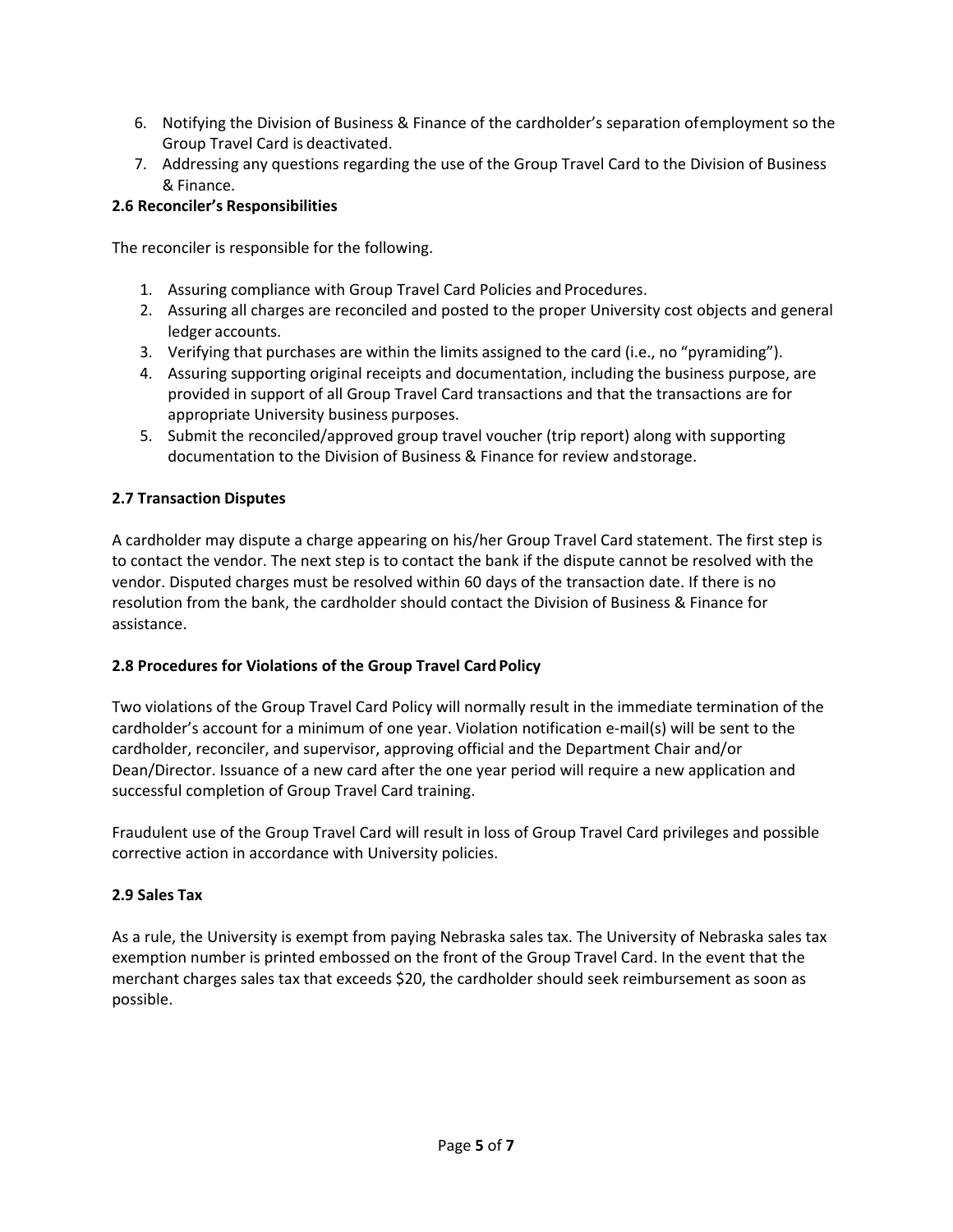6. Notifying the Division of Business & Finance of the cardholder's separation of employment so the Group Travel Card is deactivated.
7. Addressing any questions regarding the use of the Group Travel Card to the Division of Business & Finance.

**2.6 Reconciler's Responsibilities**

The reconciler is responsible for the following.

1. Assuring compliance with Group Travel Card Policies and Procedures.
2. Assuring all charges are reconciled and posted to the proper University cost objects and general ledger accounts.
3. Verifying that purchases are within the limits assigned to the card (i.e., no "pyramiding").
4. Assuring supporting original receipts and documentation, including the business purpose, are provided in support of all Group Travel Card transactions and that the transactions are for appropriate University business purposes.
5. Submit the reconciled/approved group travel voucher (trip report) along with supporting documentation to the Division of Business & Finance for review and storage.

**2.7 Transaction Disputes**

A cardholder may dispute a charge appearing on his/her Group Travel Card statement. The first step is to contact the vendor. The next step is to contact the bank if the dispute cannot be resolved with the vendor. Disputed charges must be resolved within 60 days of the transaction date. If there is no resolution from the bank, the cardholder should contact the Division of Business & Finance for assistance.

**2.8 Procedures for Violations of the Group Travel Card Policy**

Two violations of the Group Travel Card Policy will normally result in the immediate termination of the cardholder's account for a minimum of one year. Violation notification e-mail(s) will be sent to the cardholder, reconciler, and supervisor, approving official and the Department Chair and/or Dean/Director. Issuance of a new card after the one year period will require a new application and successful completion of Group Travel Card training.

Fraudulent use of the Group Travel Card will result in loss of Group Travel Card privileges and possible corrective action in accordance with University policies.

**2.9 Sales Tax**

As a rule, the University is exempt from paying Nebraska sales tax. The University of Nebraska sales tax exemption number is printed embossed on the front of the Group Travel Card. In the event that the merchant charges sales tax that exceeds $20, the cardholder should seek reimbursement as soon as possible.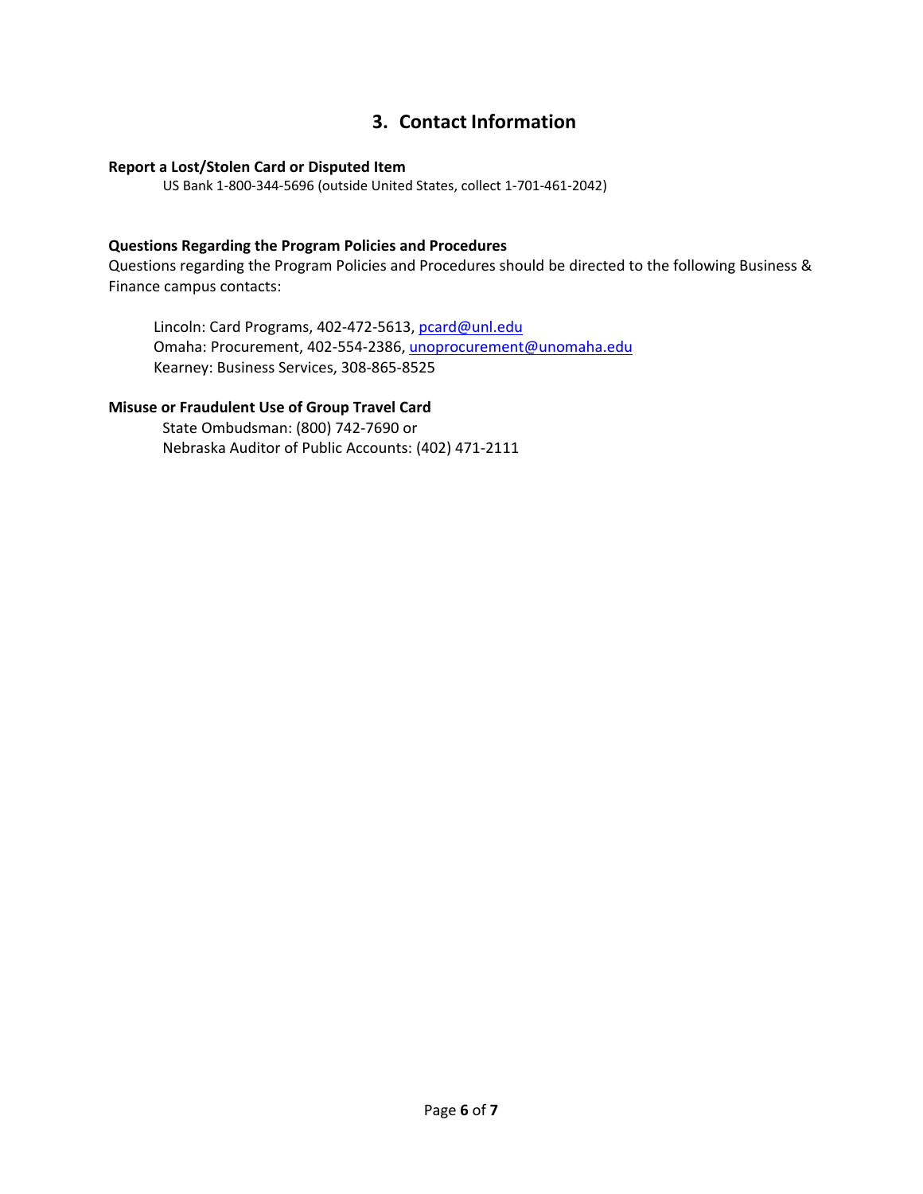## 3. Contact Information

**Report a Lost/Stolen Card or Disputed Item**

US Bank 1-800-344-5696 (outside United States, collect 1-701-461-2042)

**Questions Regarding the Program Policies and Procedures**

Questions regarding the Program Policies and Procedures should be directed to the following Business & Finance campus contacts:

Lincoln: Card Programs, 402-472-5613, pcard@unl.edu
Omaha: Procurement, 402-554-2386, unoprocurement@unomaha.edu
Kearney: Business Services, 308-865-8525

**Misuse or Fraudulent Use of Group Travel Card**

State Ombudsman: (800) 742-7690 or
Nebraska Auditor of Public Accounts: (402) 471-2111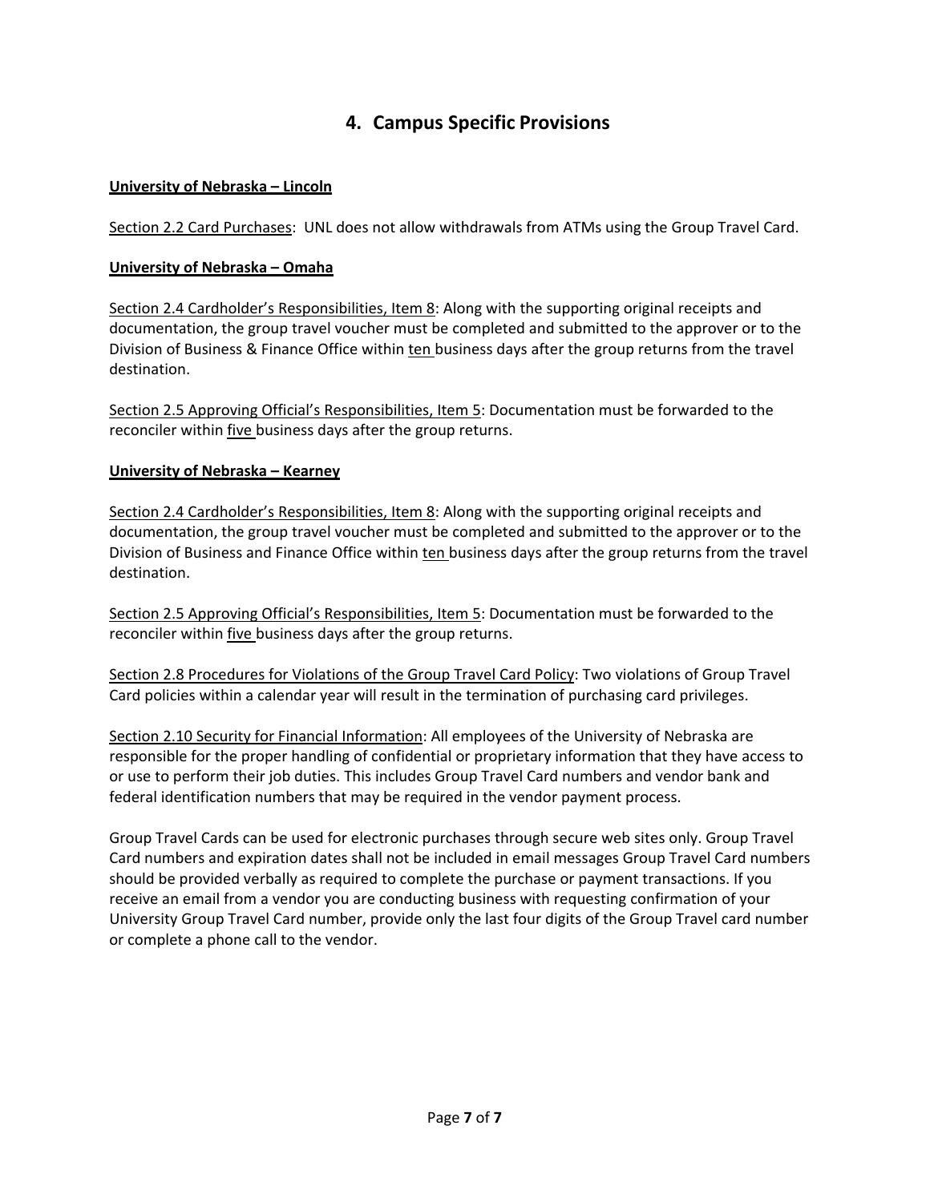# 4. Campus Specific Provisions

**University of Nebraska – Lincoln**

Section 2.2 Card Purchases: UNL does not allow withdrawals from ATMs using the Group Travel Card.

**University of Nebraska – Omaha**

Section 2.4 Cardholder's Responsibilities, Item 8: Along with the supporting original receipts and documentation, the group travel voucher must be completed and submitted to the approver or to the Division of Business & Finance Office within ten business days after the group returns from the travel destination.

Section 2.5 Approving Official's Responsibilities, Item 5: Documentation must be forwarded to the reconciler within five business days after the group returns.

**University of Nebraska – Kearney**

Section 2.4 Cardholder's Responsibilities, Item 8: Along with the supporting original receipts and documentation, the group travel voucher must be completed and submitted to the approver or to the Division of Business and Finance Office within ten business days after the group returns from the travel destination.

Section 2.5 Approving Official's Responsibilities, Item 5: Documentation must be forwarded to the reconciler within five business days after the group returns.

Section 2.8 Procedures for Violations of the Group Travel Card Policy: Two violations of Group Travel Card policies within a calendar year will result in the termination of purchasing card privileges.

Section 2.10 Security for Financial Information: All employees of the University of Nebraska are responsible for the proper handling of confidential or proprietary information that they have access to or use to perform their job duties. This includes Group Travel Card numbers and vendor bank and federal identification numbers that may be required in the vendor payment process.

Group Travel Cards can be used for electronic purchases through secure web sites only. Group Travel Card numbers and expiration dates shall not be included in email messages Group Travel Card numbers should be provided verbally as required to complete the purchase or payment transactions. If you receive an email from a vendor you are conducting business with requesting confirmation of your University Group Travel Card number, provide only the last four digits of the Group Travel card number or complete a phone call to the vendor.